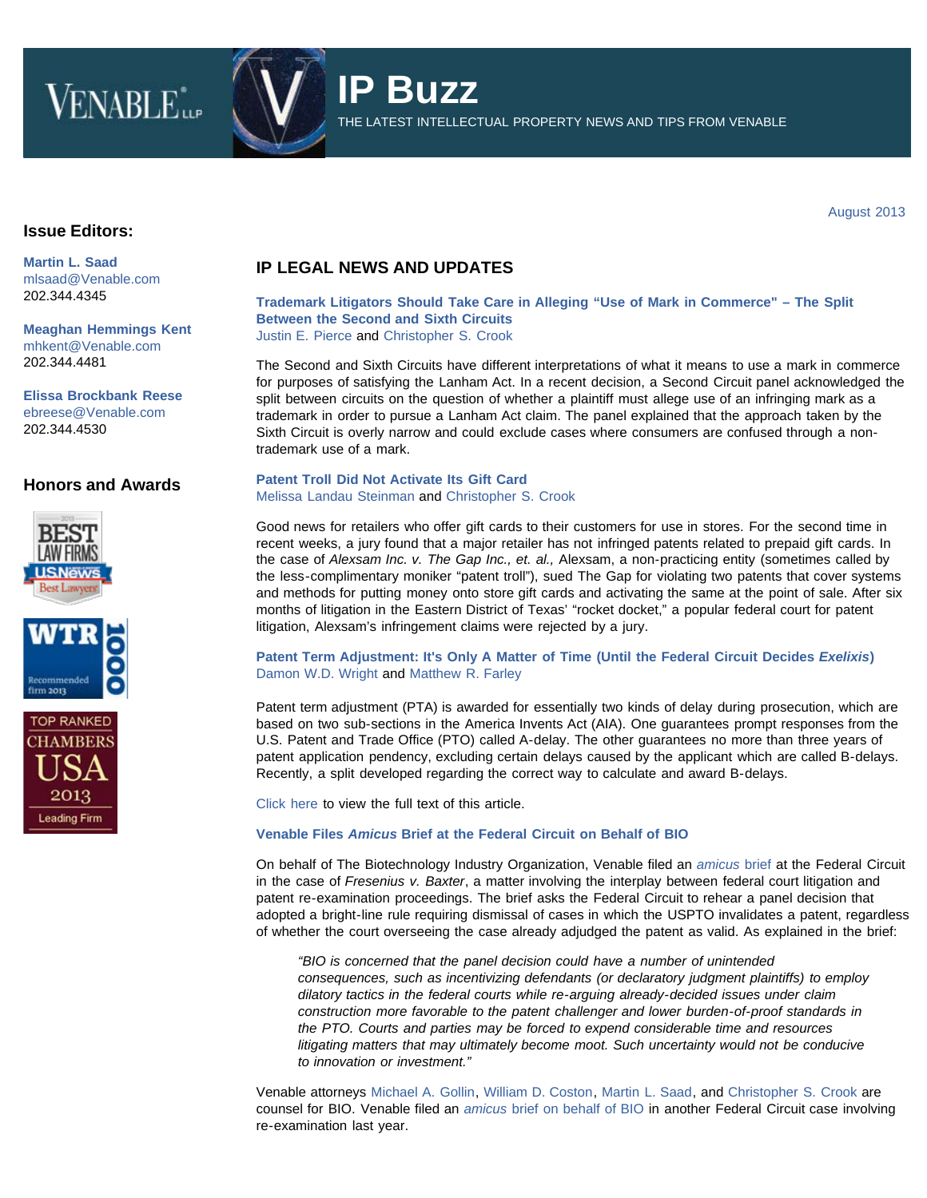# IP Buzz

THE LATEST INTELLECTUAL PROPERTY NEWS AND TIPS FROM VENABLE

August 2013

## Issue Editors:

**Martin L. Saad**
mlsaad@Venable.com
202.344.4345

**Meaghan Hemmings Kent**
mhkent@Venable.com
202.344.4481

**Elissa Brockbank Reese**
ebreese@Venable.com
202.344.4530

## Honors and Awards

## IP LEGAL NEWS AND UPDATES

### Trademark Litigators Should Take Care in Alleging "Use of Mark in Commerce" – The Split Between the Second and Sixth Circuits

Justin E. Pierce and Christopher S. Crook

The Second and Sixth Circuits have different interpretations of what it means to use a mark in commerce for purposes of satisfying the Lanham Act. In a recent decision, a Second Circuit panel acknowledged the split between circuits on the question of whether a plaintiff must allege use of an infringing mark as a trademark in order to pursue a Lanham Act claim. The panel explained that the approach taken by the Sixth Circuit is overly narrow and could exclude cases where consumers are confused through a non-trademark use of a mark.

### Patent Troll Did Not Activate Its Gift Card

Melissa Landau Steinman and Christopher S. Crook

Good news for retailers who offer gift cards to their customers for use in stores. For the second time in recent weeks, a jury found that a major retailer has not infringed patents related to prepaid gift cards. In the case of *Alexsam Inc. v. The Gap Inc., et. al.,* Alexsam, a non-practicing entity (sometimes called by the less-complimentary moniker "patent troll"), sued The Gap for violating two patents that cover systems and methods for putting money onto store gift cards and activating the same at the point of sale. After six months of litigation in the Eastern District of Texas' "rocket docket," a popular federal court for patent litigation, Alexsam's infringement claims were rejected by a jury.

### Patent Term Adjustment: It's Only A Matter of Time (Until the Federal Circuit Decides *Exelixis*)

Damon W.D. Wright and Matthew R. Farley

Patent term adjustment (PTA) is awarded for essentially two kinds of delay during prosecution, which are based on two sub-sections in the America Invents Act (AIA). One guarantees prompt responses from the U.S. Patent and Trade Office (PTO) called A-delay. The other guarantees no more than three years of patent application pendency, excluding certain delays caused by the applicant which are called B-delays. Recently, a split developed regarding the correct way to calculate and award B-delays.

Click here to view the full text of this article.

### Venable Files *Amicus* Brief at the Federal Circuit on Behalf of BIO

On behalf of The Biotechnology Industry Organization, Venable filed an *amicus* brief at the Federal Circuit in the case of *Fresenius v. Baxter*, a matter involving the interplay between federal court litigation and patent re-examination proceedings. The brief asks the Federal Circuit to rehear a panel decision that adopted a bright-line rule requiring dismissal of cases in which the USPTO invalidates a patent, regardless of whether the court overseeing the case already adjudged the patent as valid. As explained in the brief:

> *"BIO is concerned that the panel decision could have a number of unintended consequences, such as incentivizing defendants (or declaratory judgment plaintiffs) to employ dilatory tactics in the federal courts while re-arguing already-decided issues under claim construction more favorable to the patent challenger and lower burden-of-proof standards in the PTO. Courts and parties may be forced to expend considerable time and resources litigating matters that may ultimately become moot. Such uncertainty would not be conducive to innovation or investment."*

Venable attorneys Michael A. Gollin, William D. Coston, Martin L. Saad, and Christopher S. Crook are counsel for BIO. Venable filed an *amicus* brief on behalf of BIO in another Federal Circuit case involving re-examination last year.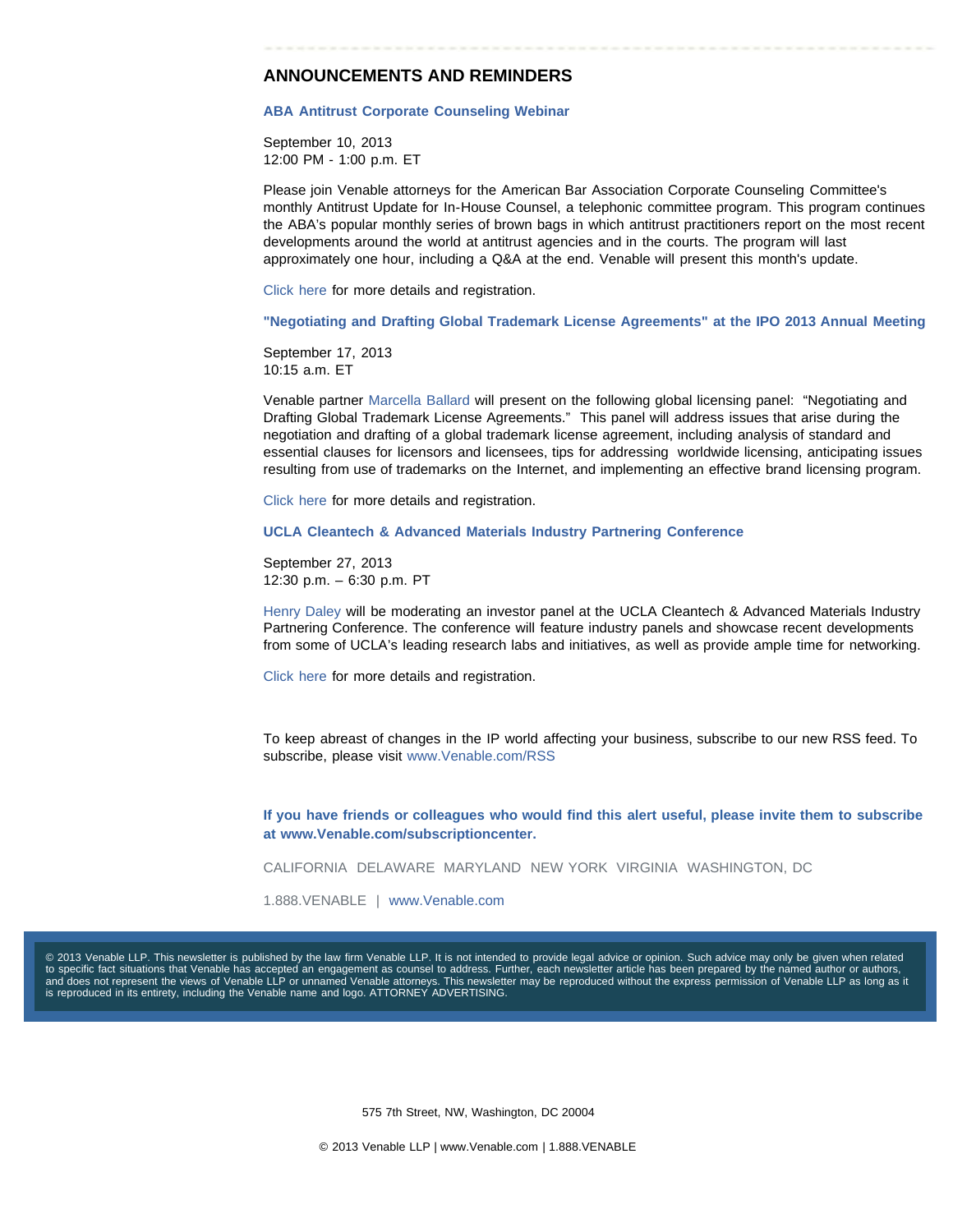## ANNOUNCEMENTS AND REMINDERS

### ABA Antitrust Corporate Counseling Webinar

September 10, 2013
12:00 PM - 1:00 p.m. ET

Please join Venable attorneys for the American Bar Association Corporate Counseling Committee's monthly Antitrust Update for In-House Counsel, a telephonic committee program. This program continues the ABA's popular monthly series of brown bags in which antitrust practitioners report on the most recent developments around the world at antitrust agencies and in the courts. The program will last approximately one hour, including a Q&A at the end. Venable will present this month's update.

Click here for more details and registration.

### "Negotiating and Drafting Global Trademark License Agreements" at the IPO 2013 Annual Meeting

September 17, 2013
10:15 a.m. ET

Venable partner Marcella Ballard will present on the following global licensing panel: "Negotiating and Drafting Global Trademark License Agreements." This panel will address issues that arise during the negotiation and drafting of a global trademark license agreement, including analysis of standard and essential clauses for licensors and licensees, tips for addressing worldwide licensing, anticipating issues resulting from use of trademarks on the Internet, and implementing an effective brand licensing program.

Click here for more details and registration.

### UCLA Cleantech & Advanced Materials Industry Partnering Conference

September 27, 2013
12:30 p.m. – 6:30 p.m. PT

Henry Daley will be moderating an investor panel at the UCLA Cleantech & Advanced Materials Industry Partnering Conference. The conference will feature industry panels and showcase recent developments from some of UCLA's leading research labs and initiatives, as well as provide ample time for networking.

Click here for more details and registration.

To keep abreast of changes in the IP world affecting your business, subscribe to our new RSS feed. To subscribe, please visit www.Venable.com/RSS

**If you have friends or colleagues who would find this alert useful, please invite them to subscribe at www.Venable.com/subscriptioncenter.**

CALIFORNIA DELAWARE MARYLAND NEW YORK VIRGINIA WASHINGTON, DC

1.888.VENABLE | www.Venable.com

© 2013 Venable LLP. This newsletter is published by the law firm Venable LLP. It is not intended to provide legal advice or opinion. Such advice may only be given when related to specific fact situations that Venable has accepted an engagement as counsel to address. Further, each newsletter article has been prepared by the named author or authors, and does not represent the views of Venable LLP or unnamed Venable attorneys. This newsletter may be reproduced without the express permission of Venable LLP as long as it is reproduced in its entirety, including the Venable name and logo. ATTORNEY ADVERTISING.

575 7th Street, NW, Washington, DC 20004

© 2013 Venable LLP | www.Venable.com | 1.888.VENABLE